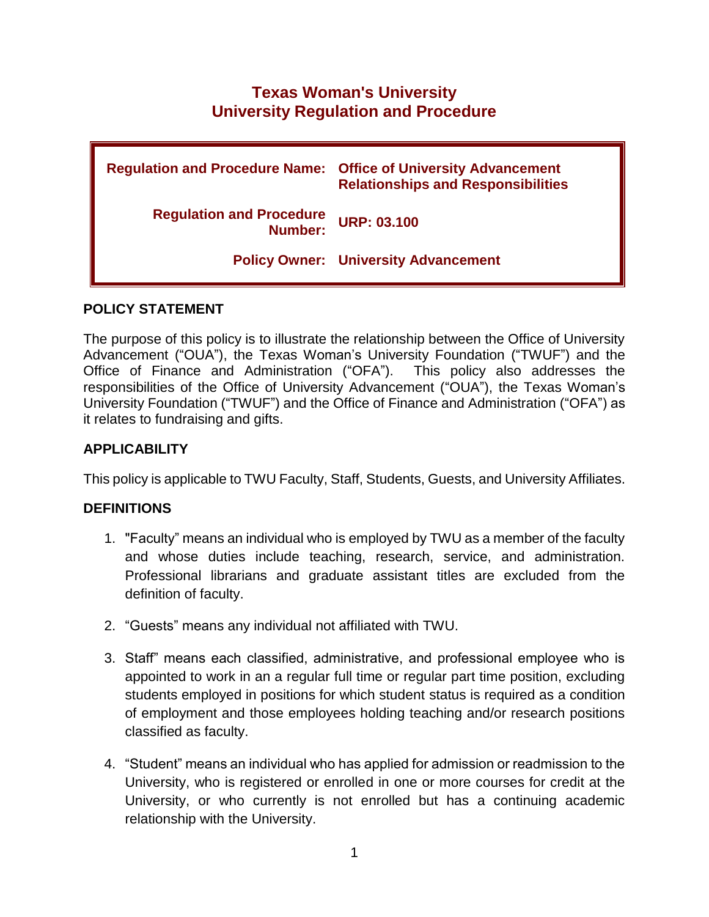# Texas Woman's University
# University Regulation and Procedure

| | |
|---|---|
| **Regulation and Procedure Name:** | **Office of University Advancement Relationships and Responsibilities** |
| **Regulation and Procedure Number:** | **URP: 03.100** |
| **Policy Owner:** | **University Advancement** |

## POLICY STATEMENT

The purpose of this policy is to illustrate the relationship between the Office of University Advancement ("OUA"), the Texas Woman's University Foundation ("TWUF") and the Office of Finance and Administration ("OFA"). This policy also addresses the responsibilities of the Office of University Advancement ("OUA"), the Texas Woman's University Foundation ("TWUF") and the Office of Finance and Administration ("OFA") as it relates to fundraising and gifts.

## APPLICABILITY

This policy is applicable to TWU Faculty, Staff, Students, Guests, and University Affiliates.

## DEFINITIONS

1. "Faculty" means an individual who is employed by TWU as a member of the faculty and whose duties include teaching, research, service, and administration. Professional librarians and graduate assistant titles are excluded from the definition of faculty.

2. "Guests" means any individual not affiliated with TWU.

3. Staff" means each classified, administrative, and professional employee who is appointed to work in an a regular full time or regular part time position, excluding students employed in positions for which student status is required as a condition of employment and those employees holding teaching and/or research positions classified as faculty.

4. "Student" means an individual who has applied for admission or readmission to the University, who is registered or enrolled in one or more courses for credit at the University, or who currently is not enrolled but has a continuing academic relationship with the University.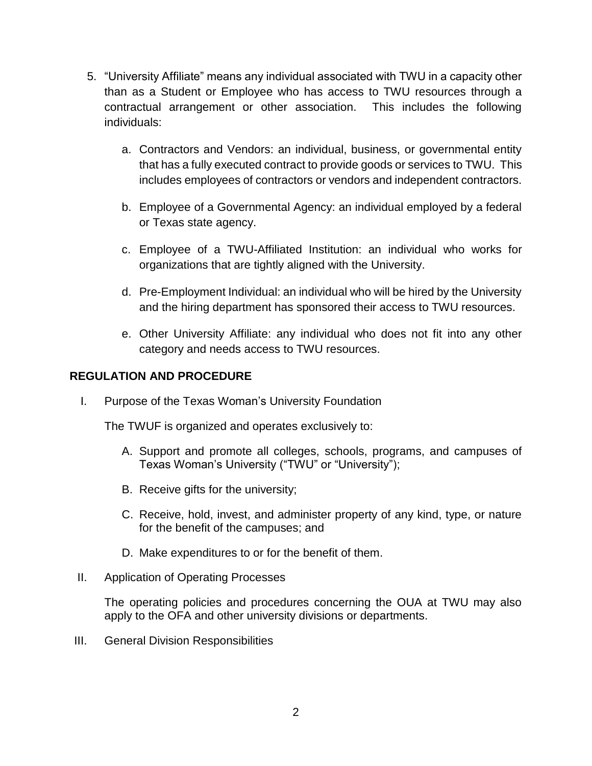5. "University Affiliate" means any individual associated with TWU in a capacity other than as a Student or Employee who has access to TWU resources through a contractual arrangement or other association. This includes the following individuals:

   a. Contractors and Vendors: an individual, business, or governmental entity that has a fully executed contract to provide goods or services to TWU. This includes employees of contractors or vendors and independent contractors.

   b. Employee of a Governmental Agency: an individual employed by a federal or Texas state agency.

   c. Employee of a TWU-Affiliated Institution: an individual who works for organizations that are tightly aligned with the University.

   d. Pre-Employment Individual: an individual who will be hired by the University and the hiring department has sponsored their access to TWU resources.

   e. Other University Affiliate: any individual who does not fit into any other category and needs access to TWU resources.

## REGULATION AND PROCEDURE

I. Purpose of the Texas Woman's University Foundation

   The TWUF is organized and operates exclusively to:

   A. Support and promote all colleges, schools, programs, and campuses of Texas Woman's University ("TWU" or "University");

   B. Receive gifts for the university;

   C. Receive, hold, invest, and administer property of any kind, type, or nature for the benefit of the campuses; and

   D. Make expenditures to or for the benefit of them.

II. Application of Operating Processes

   The operating policies and procedures concerning the OUA at TWU may also apply to the OFA and other university divisions or departments.

III. General Division Responsibilities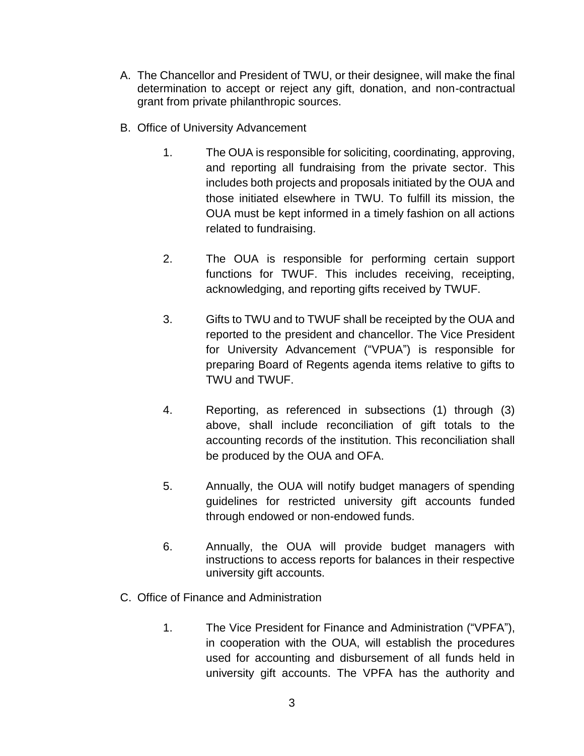A. The Chancellor and President of TWU, or their designee, will make the final determination to accept or reject any gift, donation, and non-contractual grant from private philanthropic sources.

B. Office of University Advancement

   1. The OUA is responsible for soliciting, coordinating, approving, and reporting all fundraising from the private sector. This includes both projects and proposals initiated by the OUA and those initiated elsewhere in TWU. To fulfill its mission, the OUA must be kept informed in a timely fashion on all actions related to fundraising.

   2. The OUA is responsible for performing certain support functions for TWUF. This includes receiving, receipting, acknowledging, and reporting gifts received by TWUF.

   3. Gifts to TWU and to TWUF shall be receipted by the OUA and reported to the president and chancellor. The Vice President for University Advancement ("VPUA") is responsible for preparing Board of Regents agenda items relative to gifts to TWU and TWUF.

   4. Reporting, as referenced in subsections (1) through (3) above, shall include reconciliation of gift totals to the accounting records of the institution. This reconciliation shall be produced by the OUA and OFA.

   5. Annually, the OUA will notify budget managers of spending guidelines for restricted university gift accounts funded through endowed or non-endowed funds.

   6. Annually, the OUA will provide budget managers with instructions to access reports for balances in their respective university gift accounts.

C. Office of Finance and Administration

   1. The Vice President for Finance and Administration ("VPFA"), in cooperation with the OUA, will establish the procedures used for accounting and disbursement of all funds held in university gift accounts. The VPFA has the authority and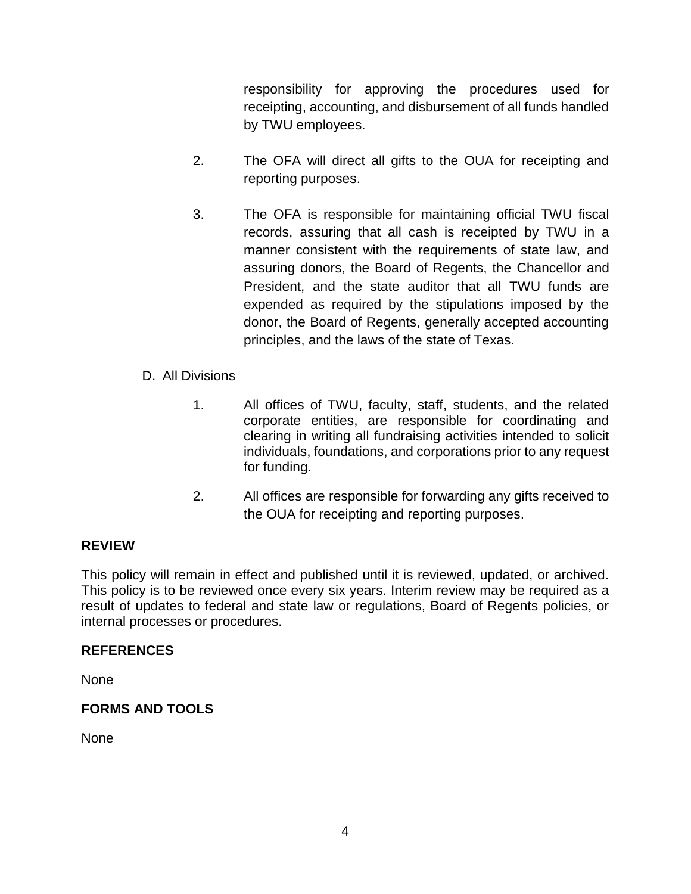responsibility for approving the procedures used for receipting, accounting, and disbursement of all funds handled by TWU employees.

2. The OFA will direct all gifts to the OUA for receipting and reporting purposes.

3. The OFA is responsible for maintaining official TWU fiscal records, assuring that all cash is receipted by TWU in a manner consistent with the requirements of state law, and assuring donors, the Board of Regents, the Chancellor and President, and the state auditor that all TWU funds are expended as required by the stipulations imposed by the donor, the Board of Regents, generally accepted accounting principles, and the laws of the state of Texas.

D. All Divisions

1. All offices of TWU, faculty, staff, students, and the related corporate entities, are responsible for coordinating and clearing in writing all fundraising activities intended to solicit individuals, foundations, and corporations prior to any request for funding.

2. All offices are responsible for forwarding any gifts received to the OUA for receipting and reporting purposes.

**REVIEW**

This policy will remain in effect and published until it is reviewed, updated, or archived. This policy is to be reviewed once every six years. Interim review may be required as a result of updates to federal and state law or regulations, Board of Regents policies, or internal processes or procedures.

**REFERENCES**

None

**FORMS AND TOOLS**

None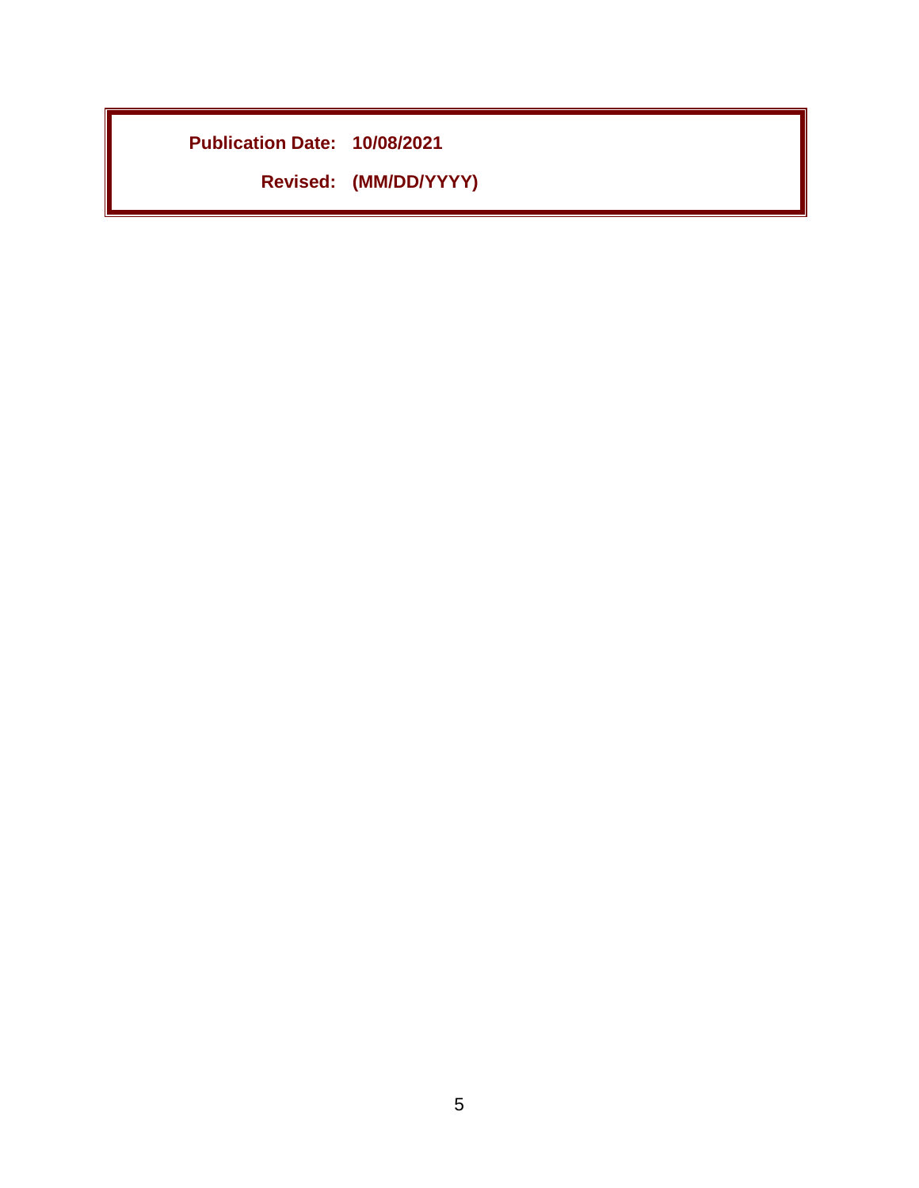**Publication Date: 10/08/2021**

**Revised: (MM/DD/YYYY)**